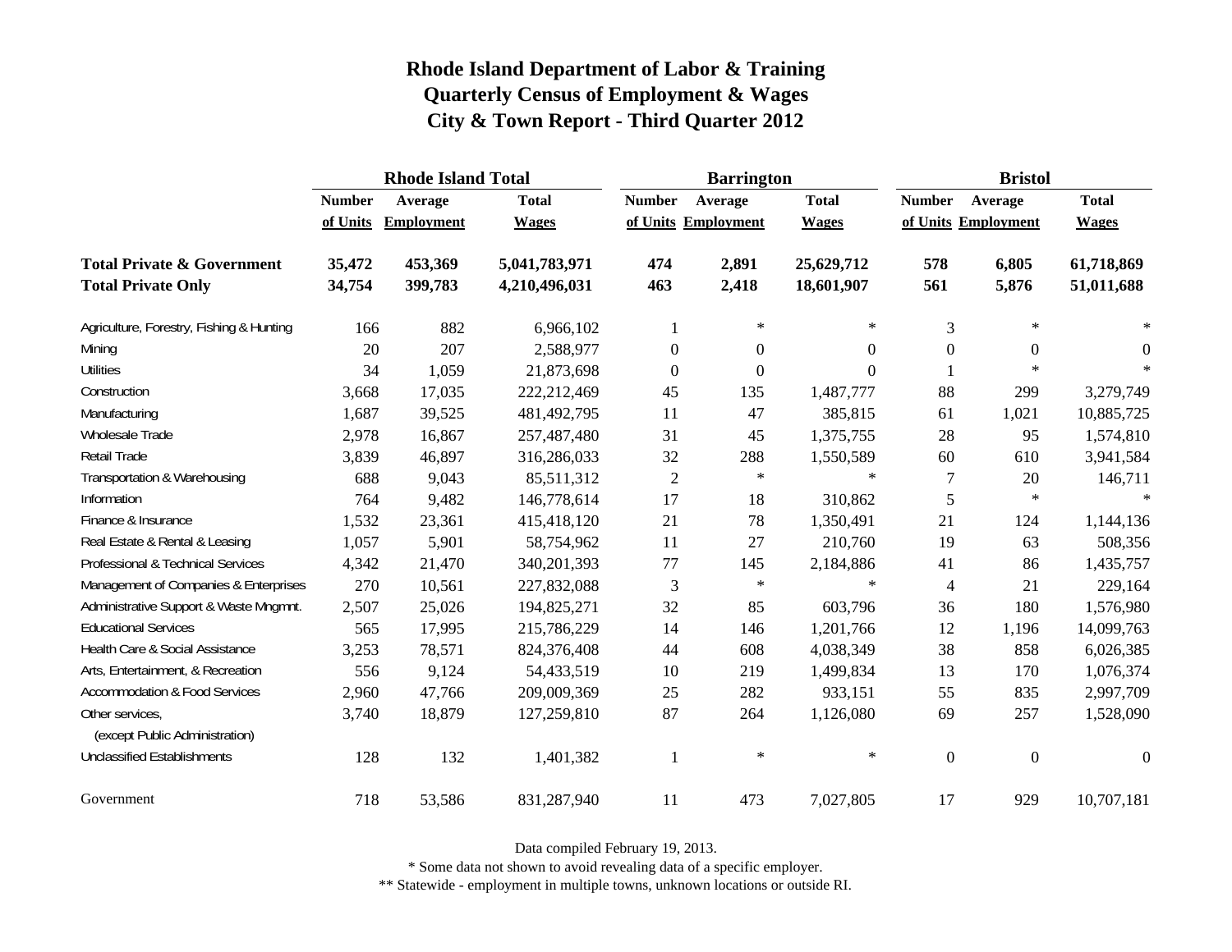# Rhode Island Department of Labor & Training
# Quarterly Census of Employment & Wages
# City & Town Report - Third Quarter 2012

| | Rhode Island Total | | | Barrington | | | Bristol | | |
|---|---|---|---|---|---|---|---|---|---|
| | Number of Units | Average Employment | Total Wages | Number of Units | Average Employment | Total Wages | Number of Units | Average Employment | Total Wages |
| **Total Private & Government** | **35,472** | **453,369** | **5,041,783,971** | **474** | **2,891** | **25,629,712** | **578** | **6,805** | **61,718,869** |
| **Total Private Only** | **34,754** | **399,783** | **4,210,496,031** | **463** | **2,418** | **18,601,907** | **561** | **5,876** | **51,011,688** |
| Agriculture, Forestry, Fishing & Hunting | 166 | 882 | 6,966,102 | 1 | * | * | 3 | * | * |
| Mining | 20 | 207 | 2,588,977 | 0 | 0 | 0 | 0 | 0 | 0 |
| Utilities | 34 | 1,059 | 21,873,698 | 0 | 0 | 0 | 1 | * | * |
| Construction | 3,668 | 17,035 | 222,212,469 | 45 | 135 | 1,487,777 | 88 | 299 | 3,279,749 |
| Manufacturing | 1,687 | 39,525 | 481,492,795 | 11 | 47 | 385,815 | 61 | 1,021 | 10,885,725 |
| Wholesale Trade | 2,978 | 16,867 | 257,487,480 | 31 | 45 | 1,375,755 | 28 | 95 | 1,574,810 |
| Retail Trade | 3,839 | 46,897 | 316,286,033 | 32 | 288 | 1,550,589 | 60 | 610 | 3,941,584 |
| Transportation & Warehousing | 688 | 9,043 | 85,511,312 | 2 | * | * | 7 | 20 | 146,711 |
| Information | 764 | 9,482 | 146,778,614 | 17 | 18 | 310,862 | 5 | * | * |
| Finance & Insurance | 1,532 | 23,361 | 415,418,120 | 21 | 78 | 1,350,491 | 21 | 124 | 1,144,136 |
| Real Estate & Rental & Leasing | 1,057 | 5,901 | 58,754,962 | 11 | 27 | 210,760 | 19 | 63 | 508,356 |
| Professional & Technical Services | 4,342 | 21,470 | 340,201,393 | 77 | 145 | 2,184,886 | 41 | 86 | 1,435,757 |
| Management of Companies & Enterprises | 270 | 10,561 | 227,832,088 | 3 | * | * | 4 | 21 | 229,164 |
| Administrative Support & Waste Mngmnt. | 2,507 | 25,026 | 194,825,271 | 32 | 85 | 603,796 | 36 | 180 | 1,576,980 |
| Educational Services | 565 | 17,995 | 215,786,229 | 14 | 146 | 1,201,766 | 12 | 1,196 | 14,099,763 |
| Health Care & Social Assistance | 3,253 | 78,571 | 824,376,408 | 44 | 608 | 4,038,349 | 38 | 858 | 6,026,385 |
| Arts, Entertainment, & Recreation | 556 | 9,124 | 54,433,519 | 10 | 219 | 1,499,834 | 13 | 170 | 1,076,374 |
| Accommodation & Food Services | 2,960 | 47,766 | 209,009,369 | 25 | 282 | 933,151 | 55 | 835 | 2,997,709 |
| Other services, (except Public Administration) | 3,740 | 18,879 | 127,259,810 | 87 | 264 | 1,126,080 | 69 | 257 | 1,528,090 |
| Unclassified Establishments | 128 | 132 | 1,401,382 | 1 | * | * | 0 | 0 | 0 |
| Government | 718 | 53,586 | 831,287,940 | 11 | 473 | 7,027,805 | 17 | 929 | 10,707,181 |

Data compiled February 19, 2013.

* Some data not shown to avoid revealing data of a specific employer.

** Statewide - employment in multiple towns, unknown locations or outside RI.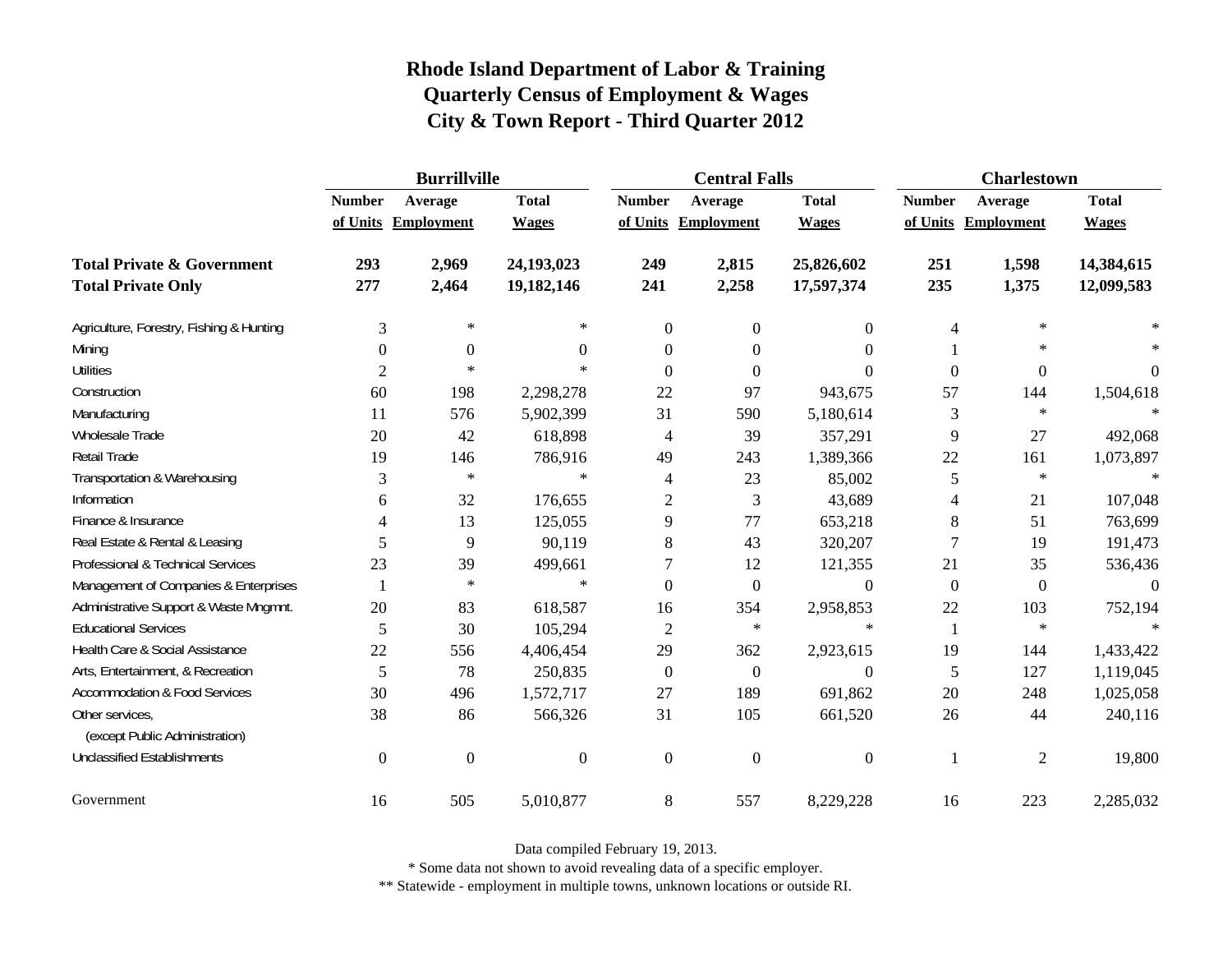# Rhode Island Department of Labor & Training
## Quarterly Census of Employment & Wages
## City & Town Report - Third Quarter 2012

| | Burrillville | | | Central Falls | | | Charlestown | | |
|---|---|---|---|---|---|---|---|---|---|
| | Number of Units | Average Employment | Total Wages | Number of Units | Average Employment | Total Wages | Number of Units | Average Employment | Total Wages |
| **Total Private & Government** | **293** | **2,969** | **24,193,023** | **249** | **2,815** | **25,826,602** | **251** | **1,598** | **14,384,615** |
| **Total Private Only** | **277** | **2,464** | **19,182,146** | **241** | **2,258** | **17,597,374** | **235** | **1,375** | **12,099,583** |
| Agriculture, Forestry, Fishing & Hunting | 3 | * | * | 0 | 0 | 0 | 4 | * | * |
| Mining | 0 | 0 | 0 | 0 | 0 | 0 | 1 | * | * |
| Utilities | 2 | * | * | 0 | 0 | 0 | 0 | 0 | 0 |
| Construction | 60 | 198 | 2,298,278 | 22 | 97 | 943,675 | 57 | 144 | 1,504,618 |
| Manufacturing | 11 | 576 | 5,902,399 | 31 | 590 | 5,180,614 | 3 | * | * |
| Wholesale Trade | 20 | 42 | 618,898 | 4 | 39 | 357,291 | 9 | 27 | 492,068 |
| Retail Trade | 19 | 146 | 786,916 | 49 | 243 | 1,389,366 | 22 | 161 | 1,073,897 |
| Transportation & Warehousing | 3 | * | * | 4 | 23 | 85,002 | 5 | * | * |
| Information | 6 | 32 | 176,655 | 2 | 3 | 43,689 | 4 | 21 | 107,048 |
| Finance & Insurance | 4 | 13 | 125,055 | 9 | 77 | 653,218 | 8 | 51 | 763,699 |
| Real Estate & Rental & Leasing | 5 | 9 | 90,119 | 8 | 43 | 320,207 | 7 | 19 | 191,473 |
| Professional & Technical Services | 23 | 39 | 499,661 | 7 | 12 | 121,355 | 21 | 35 | 536,436 |
| Management of Companies & Enterprises | 1 | * | * | 0 | 0 | 0 | 0 | 0 | 0 |
| Administrative Support & Waste Mngmnt. | 20 | 83 | 618,587 | 16 | 354 | 2,958,853 | 22 | 103 | 752,194 |
| Educational Services | 5 | 30 | 105,294 | 2 | * | * | 1 | * | * |
| Health Care & Social Assistance | 22 | 556 | 4,406,454 | 29 | 362 | 2,923,615 | 19 | 144 | 1,433,422 |
| Arts, Entertainment, & Recreation | 5 | 78 | 250,835 | 0 | 0 | 0 | 5 | 127 | 1,119,045 |
| Accommodation & Food Services | 30 | 496 | 1,572,717 | 27 | 189 | 691,862 | 20 | 248 | 1,025,058 |
| Other services, (except Public Administration) | 38 | 86 | 566,326 | 31 | 105 | 661,520 | 26 | 44 | 240,116 |
| Unclassified Establishments | 0 | 0 | 0 | 0 | 0 | 0 | 1 | 2 | 19,800 |
| Government | 16 | 505 | 5,010,877 | 8 | 557 | 8,229,228 | 16 | 223 | 2,285,032 |

Data compiled February 19, 2013.

* Some data not shown to avoid revealing data of a specific employer.

** Statewide - employment in multiple towns, unknown locations or outside RI.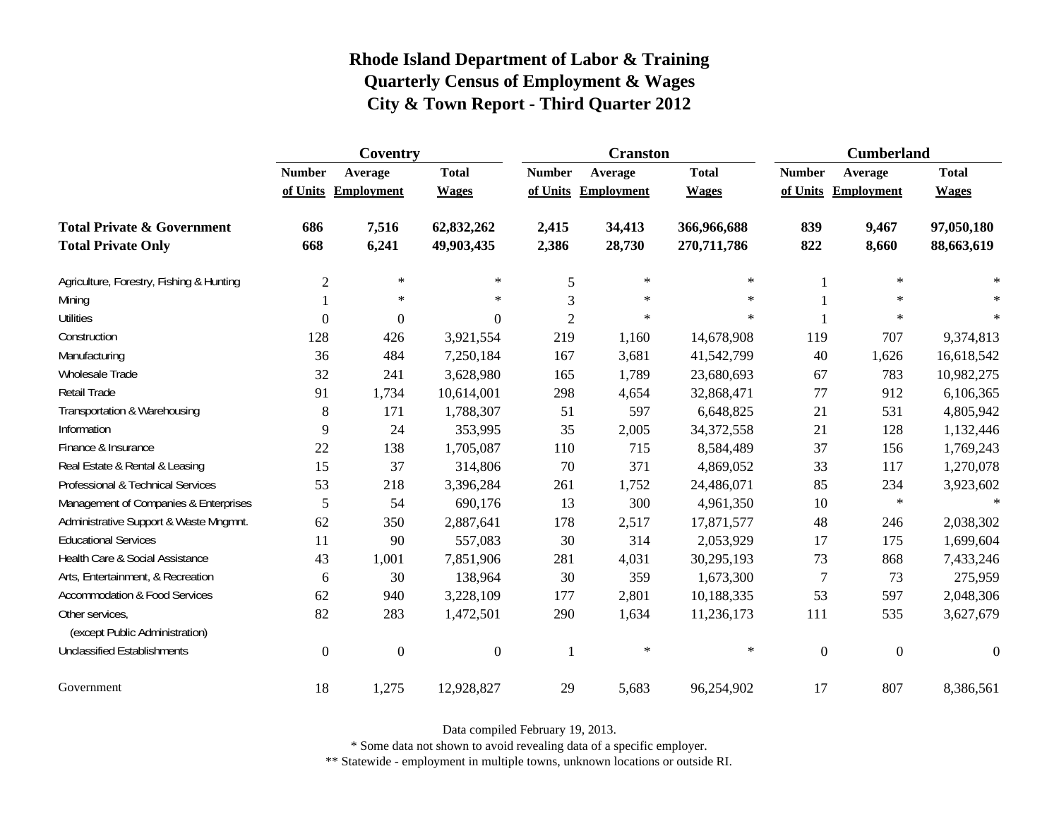# Rhode Island Department of Labor & Training
## Quarterly Census of Employment & Wages
## City & Town Report - Third Quarter 2012

| | Coventry | | | Cranston | | | Cumberland | | |
|---|---|---|---|---|---|---|---|---|---|
| | Number of Units | Average Employment | Total Wages | Number of Units | Average Employment | Total Wages | Number of Units | Average Employment | Total Wages |
| **Total Private & Government** | **686** | **7,516** | **62,832,262** | **2,415** | **34,413** | **366,966,688** | **839** | **9,467** | **97,050,180** |
| **Total Private Only** | **668** | **6,241** | **49,903,435** | **2,386** | **28,730** | **270,711,786** | **822** | **8,660** | **88,663,619** |
| Agriculture, Forestry, Fishing & Hunting | 2 | * | * | 5 | * | * | 1 | * | * |
| Mining | 1 | * | * | 3 | * | * | 1 | * | * |
| Utilities | 0 | 0 | 0 | 2 | * | * | 1 | * | * |
| Construction | 128 | 426 | 3,921,554 | 219 | 1,160 | 14,678,908 | 119 | 707 | 9,374,813 |
| Manufacturing | 36 | 484 | 7,250,184 | 167 | 3,681 | 41,542,799 | 40 | 1,626 | 16,618,542 |
| Wholesale Trade | 32 | 241 | 3,628,980 | 165 | 1,789 | 23,680,693 | 67 | 783 | 10,982,275 |
| Retail Trade | 91 | 1,734 | 10,614,001 | 298 | 4,654 | 32,868,471 | 77 | 912 | 6,106,365 |
| Transportation & Warehousing | 8 | 171 | 1,788,307 | 51 | 597 | 6,648,825 | 21 | 531 | 4,805,942 |
| Information | 9 | 24 | 353,995 | 35 | 2,005 | 34,372,558 | 21 | 128 | 1,132,446 |
| Finance & Insurance | 22 | 138 | 1,705,087 | 110 | 715 | 8,584,489 | 37 | 156 | 1,769,243 |
| Real Estate & Rental & Leasing | 15 | 37 | 314,806 | 70 | 371 | 4,869,052 | 33 | 117 | 1,270,078 |
| Professional & Technical Services | 53 | 218 | 3,396,284 | 261 | 1,752 | 24,486,071 | 85 | 234 | 3,923,602 |
| Management of Companies & Enterprises | 5 | 54 | 690,176 | 13 | 300 | 4,961,350 | 10 | * | * |
| Administrative Support & Waste Mngmnt. | 62 | 350 | 2,887,641 | 178 | 2,517 | 17,871,577 | 48 | 246 | 2,038,302 |
| Educational Services | 11 | 90 | 557,083 | 30 | 314 | 2,053,929 | 17 | 175 | 1,699,604 |
| Health Care & Social Assistance | 43 | 1,001 | 7,851,906 | 281 | 4,031 | 30,295,193 | 73 | 868 | 7,433,246 |
| Arts, Entertainment, & Recreation | 6 | 30 | 138,964 | 30 | 359 | 1,673,300 | 7 | 73 | 275,959 |
| Accommodation & Food Services | 62 | 940 | 3,228,109 | 177 | 2,801 | 10,188,335 | 53 | 597 | 2,048,306 |
| Other services, (except Public Administration) | 82 | 283 | 1,472,501 | 290 | 1,634 | 11,236,173 | 111 | 535 | 3,627,679 |
| Unclassified Establishments | 0 | 0 | 0 | 1 | * | * | 0 | 0 | 0 |
| Government | 18 | 1,275 | 12,928,827 | 29 | 5,683 | 96,254,902 | 17 | 807 | 8,386,561 |

Data compiled February 19, 2013.

* Some data not shown to avoid revealing data of a specific employer.

** Statewide - employment in multiple towns, unknown locations or outside RI.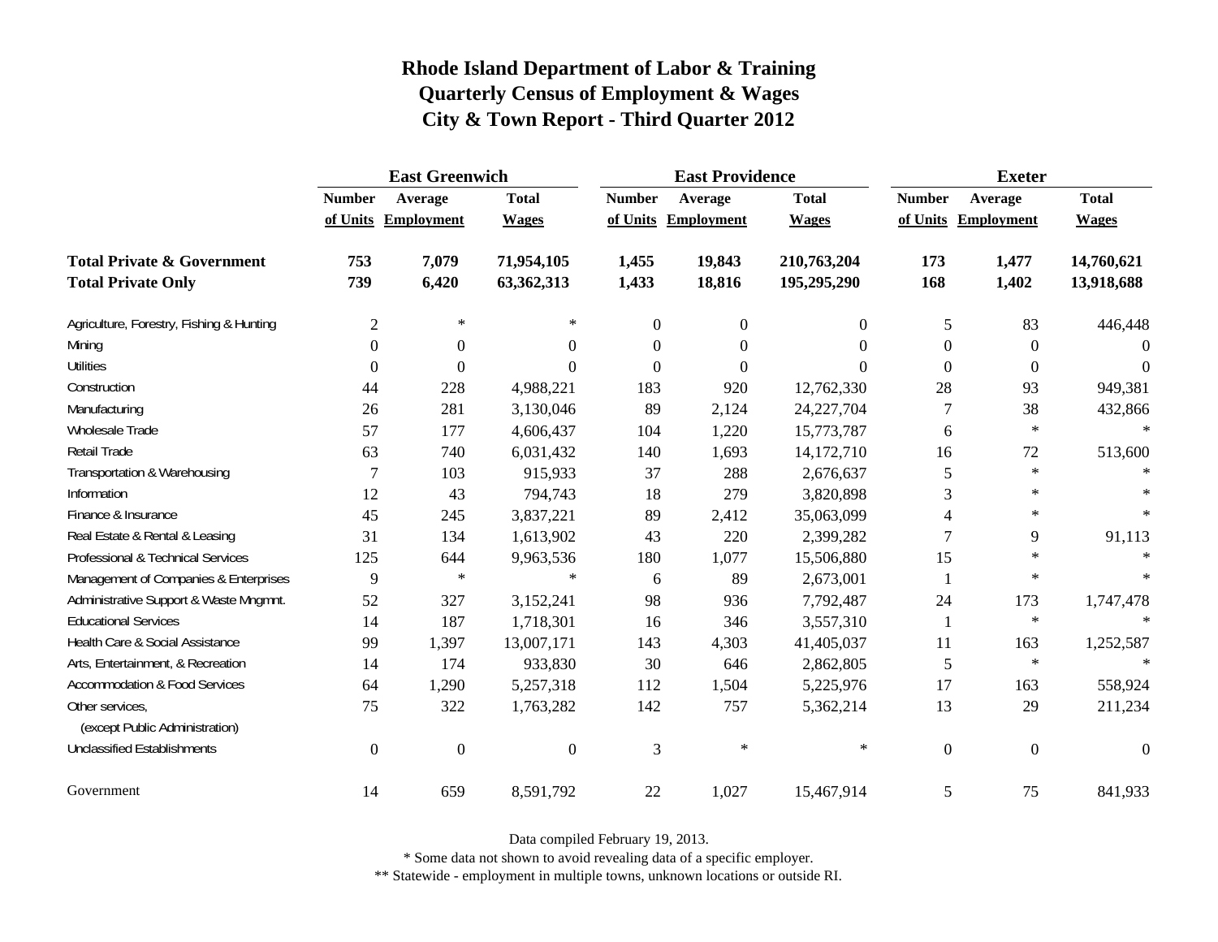# Rhode Island Department of Labor & Training
## Quarterly Census of Employment & Wages
## City & Town Report - Third Quarter 2012

| | East Greenwich | | | East Providence | | | Exeter | | |
|---|---|---|---|---|---|---|---|---|---|
| | Number of Units | Average Employment | Total Wages | Number of Units | Average Employment | Total Wages | Number of Units | Average Employment | Total Wages |
| **Total Private & Government** | **753** | **7,079** | **71,954,105** | **1,455** | **19,843** | **210,763,204** | **173** | **1,477** | **14,760,621** |
| **Total Private Only** | **739** | **6,420** | **63,362,313** | **1,433** | **18,816** | **195,295,290** | **168** | **1,402** | **13,918,688** |
| Agriculture, Forestry, Fishing & Hunting | 2 | * | * | 0 | 0 | 0 | 5 | 83 | 446,448 |
| Mining | 0 | 0 | 0 | 0 | 0 | 0 | 0 | 0 | 0 |
| Utilities | 0 | 0 | 0 | 0 | 0 | 0 | 0 | 0 | 0 |
| Construction | 44 | 228 | 4,988,221 | 183 | 920 | 12,762,330 | 28 | 93 | 949,381 |
| Manufacturing | 26 | 281 | 3,130,046 | 89 | 2,124 | 24,227,704 | 7 | 38 | 432,866 |
| Wholesale Trade | 57 | 177 | 4,606,437 | 104 | 1,220 | 15,773,787 | 6 | * | * |
| Retail Trade | 63 | 740 | 6,031,432 | 140 | 1,693 | 14,172,710 | 16 | 72 | 513,600 |
| Transportation & Warehousing | 7 | 103 | 915,933 | 37 | 288 | 2,676,637 | 5 | * | * |
| Information | 12 | 43 | 794,743 | 18 | 279 | 3,820,898 | 3 | * | * |
| Finance & Insurance | 45 | 245 | 3,837,221 | 89 | 2,412 | 35,063,099 | 4 | * | * |
| Real Estate & Rental & Leasing | 31 | 134 | 1,613,902 | 43 | 220 | 2,399,282 | 7 | 9 | 91,113 |
| Professional & Technical Services | 125 | 644 | 9,963,536 | 180 | 1,077 | 15,506,880 | 15 | * | * |
| Management of Companies & Enterprises | 9 | * | * | 6 | 89 | 2,673,001 | 1 | * | * |
| Administrative Support & Waste Mngmnt. | 52 | 327 | 3,152,241 | 98 | 936 | 7,792,487 | 24 | 173 | 1,747,478 |
| Educational Services | 14 | 187 | 1,718,301 | 16 | 346 | 3,557,310 | 1 | * | * |
| Health Care & Social Assistance | 99 | 1,397 | 13,007,171 | 143 | 4,303 | 41,405,037 | 11 | 163 | 1,252,587 |
| Arts, Entertainment, & Recreation | 14 | 174 | 933,830 | 30 | 646 | 2,862,805 | 5 | * | * |
| Accommodation & Food Services | 64 | 1,290 | 5,257,318 | 112 | 1,504 | 5,225,976 | 17 | 163 | 558,924 |
| Other services, (except Public Administration) | 75 | 322 | 1,763,282 | 142 | 757 | 5,362,214 | 13 | 29 | 211,234 |
| Unclassified Establishments | 0 | 0 | 0 | 3 | * | * | 0 | 0 | 0 |
| Government | 14 | 659 | 8,591,792 | 22 | 1,027 | 15,467,914 | 5 | 75 | 841,933 |

Data compiled February 19, 2013.

* Some data not shown to avoid revealing data of a specific employer.

** Statewide - employment in multiple towns, unknown locations or outside RI.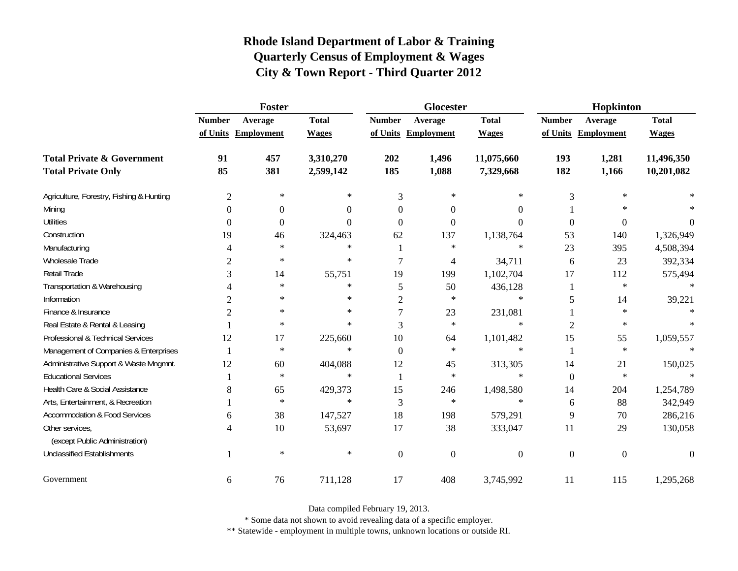# Rhode Island Department of Labor & Training
## Quarterly Census of Employment & Wages
## City & Town Report - Third Quarter 2012

| | Foster | | | Glocester | | | Hopkinton | | |
|---|---|---|---|---|---|---|---|---|---|
| | Number of Units | Average Employment | Total Wages | Number of Units | Average Employment | Total Wages | Number of Units | Average Employment | Total Wages |
| **Total Private & Government** | **91** | **457** | **3,310,270** | **202** | **1,496** | **11,075,660** | **193** | **1,281** | **11,496,350** |
| **Total Private Only** | **85** | **381** | **2,599,142** | **185** | **1,088** | **7,329,668** | **182** | **1,166** | **10,201,082** |
| Agriculture, Forestry, Fishing & Hunting | 2 | * | * | 3 | * | * | 3 | * | * |
| Mining | 0 | 0 | 0 | 0 | 0 | 0 | 1 | * | * |
| Utilities | 0 | 0 | 0 | 0 | 0 | 0 | 0 | 0 | 0 |
| Construction | 19 | 46 | 324,463 | 62 | 137 | 1,138,764 | 53 | 140 | 1,326,949 |
| Manufacturing | 4 | * | * | 1 | * | * | 23 | 395 | 4,508,394 |
| Wholesale Trade | 2 | * | * | 7 | 4 | 34,711 | 6 | 23 | 392,334 |
| Retail Trade | 3 | 14 | 55,751 | 19 | 199 | 1,102,704 | 17 | 112 | 575,494 |
| Transportation & Warehousing | 4 | * | * | 5 | 50 | 436,128 | 1 | * | * |
| Information | 2 | * | * | 2 | * | * | 5 | 14 | 39,221 |
| Finance & Insurance | 2 | * | * | 7 | 23 | 231,081 | 1 | * | * |
| Real Estate & Rental & Leasing | 1 | * | * | 3 | * | * | 2 | * | * |
| Professional & Technical Services | 12 | 17 | 225,660 | 10 | 64 | 1,101,482 | 15 | 55 | 1,059,557 |
| Management of Companies & Enterprises | 1 | * | * | 0 | * | * | 1 | * | * |
| Administrative Support & Waste Mngmnt. | 12 | 60 | 404,088 | 12 | 45 | 313,305 | 14 | 21 | 150,025 |
| Educational Services | 1 | * | * | 1 | * | * | 0 | * | * |
| Health Care & Social Assistance | 8 | 65 | 429,373 | 15 | 246 | 1,498,580 | 14 | 204 | 1,254,789 |
| Arts, Entertainment, & Recreation | 1 | * | * | 3 | * | * | 6 | 88 | 342,949 |
| Accommodation & Food Services | 6 | 38 | 147,527 | 18 | 198 | 579,291 | 9 | 70 | 286,216 |
| Other services, (except Public Administration) | 4 | 10 | 53,697 | 17 | 38 | 333,047 | 11 | 29 | 130,058 |
| Unclassified Establishments | 1 | * | * | 0 | 0 | 0 | 0 | 0 | 0 |
| Government | 6 | 76 | 711,128 | 17 | 408 | 3,745,992 | 11 | 115 | 1,295,268 |

Data compiled February 19, 2013.

* Some data not shown to avoid revealing data of a specific employer.

** Statewide - employment in multiple towns, unknown locations or outside RI.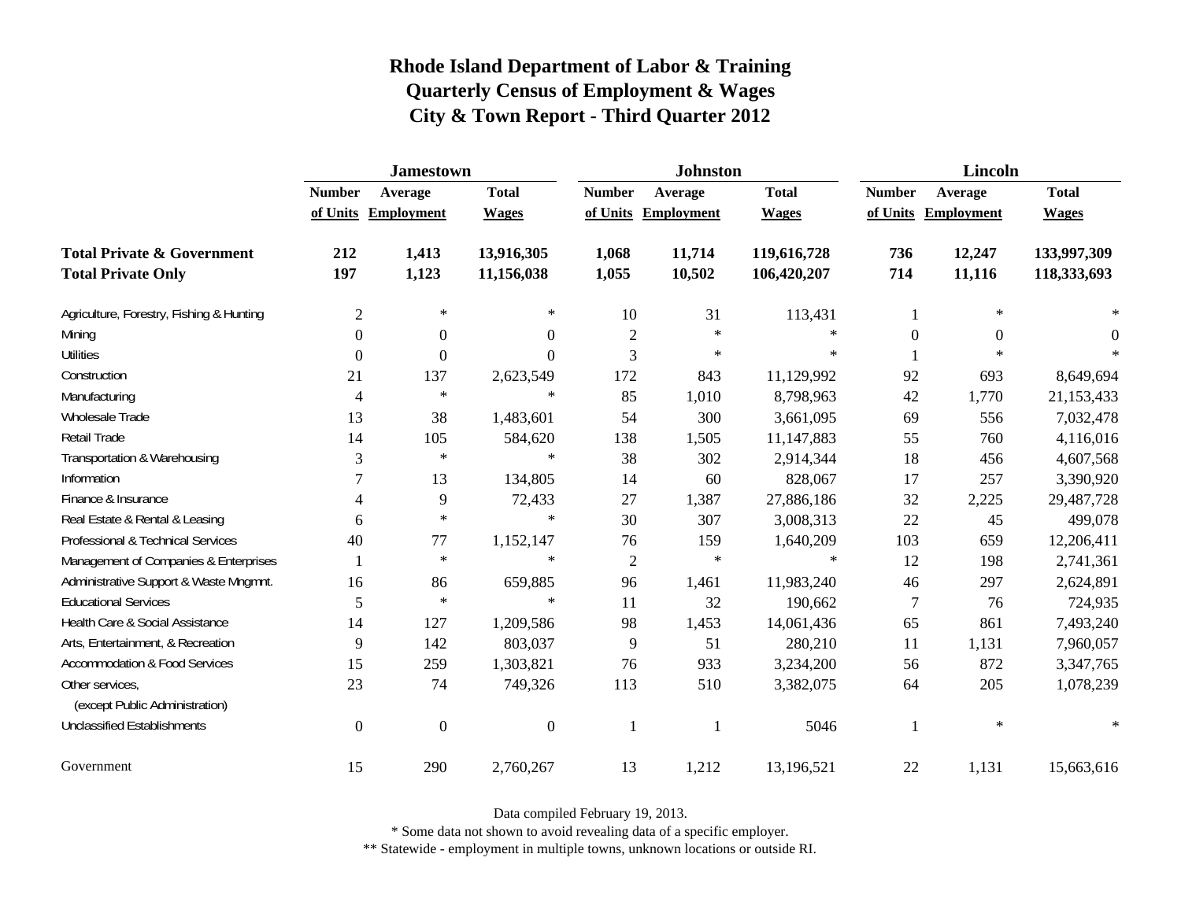# Rhode Island Department of Labor & Training
## Quarterly Census of Employment & Wages
## City & Town Report - Third Quarter 2012

| | Jamestown | | | Johnston | | | Lincoln | | |
|---|---|---|---|---|---|---|---|---|---|
| | Number of Units | Average Employment | Total Wages | Number of Units | Average Employment | Total Wages | Number of Units | Average Employment | Total Wages |
| **Total Private & Government** | **212** | **1,413** | **13,916,305** | **1,068** | **11,714** | **119,616,728** | **736** | **12,247** | **133,997,309** |
| **Total Private Only** | **197** | **1,123** | **11,156,038** | **1,055** | **10,502** | **106,420,207** | **714** | **11,116** | **118,333,693** |
| Agriculture, Forestry, Fishing & Hunting | 2 | * | * | 10 | 31 | 113,431 | 1 | * | * |
| Mining | 0 | 0 | 0 | 2 | * | * | 0 | 0 | 0 |
| Utilities | 0 | 0 | 0 | 3 | * | * | 1 | * | * |
| Construction | 21 | 137 | 2,623,549 | 172 | 843 | 11,129,992 | 92 | 693 | 8,649,694 |
| Manufacturing | 4 | * | * | 85 | 1,010 | 8,798,963 | 42 | 1,770 | 21,153,433 |
| Wholesale Trade | 13 | 38 | 1,483,601 | 54 | 300 | 3,661,095 | 69 | 556 | 7,032,478 |
| Retail Trade | 14 | 105 | 584,620 | 138 | 1,505 | 11,147,883 | 55 | 760 | 4,116,016 |
| Transportation & Warehousing | 3 | * | * | 38 | 302 | 2,914,344 | 18 | 456 | 4,607,568 |
| Information | 7 | 13 | 134,805 | 14 | 60 | 828,067 | 17 | 257 | 3,390,920 |
| Finance & Insurance | 4 | 9 | 72,433 | 27 | 1,387 | 27,886,186 | 32 | 2,225 | 29,487,728 |
| Real Estate & Rental & Leasing | 6 | * | * | 30 | 307 | 3,008,313 | 22 | 45 | 499,078 |
| Professional & Technical Services | 40 | 77 | 1,152,147 | 76 | 159 | 1,640,209 | 103 | 659 | 12,206,411 |
| Management of Companies & Enterprises | 1 | * | * | 2 | * | * | 12 | 198 | 2,741,361 |
| Administrative Support & Waste Mngmnt. | 16 | 86 | 659,885 | 96 | 1,461 | 11,983,240 | 46 | 297 | 2,624,891 |
| Educational Services | 5 | * | * | 11 | 32 | 190,662 | 7 | 76 | 724,935 |
| Health Care & Social Assistance | 14 | 127 | 1,209,586 | 98 | 1,453 | 14,061,436 | 65 | 861 | 7,493,240 |
| Arts, Entertainment, & Recreation | 9 | 142 | 803,037 | 9 | 51 | 280,210 | 11 | 1,131 | 7,960,057 |
| Accommodation & Food Services | 15 | 259 | 1,303,821 | 76 | 933 | 3,234,200 | 56 | 872 | 3,347,765 |
| Other services, (except Public Administration) | 23 | 74 | 749,326 | 113 | 510 | 3,382,075 | 64 | 205 | 1,078,239 |
| Unclassified Establishments | 0 | 0 | 0 | 1 | 1 | 5046 | 1 | * | * |
| Government | 15 | 290 | 2,760,267 | 13 | 1,212 | 13,196,521 | 22 | 1,131 | 15,663,616 |

Data compiled February 19, 2013.

* Some data not shown to avoid revealing data of a specific employer.

** Statewide - employment in multiple towns, unknown locations or outside RI.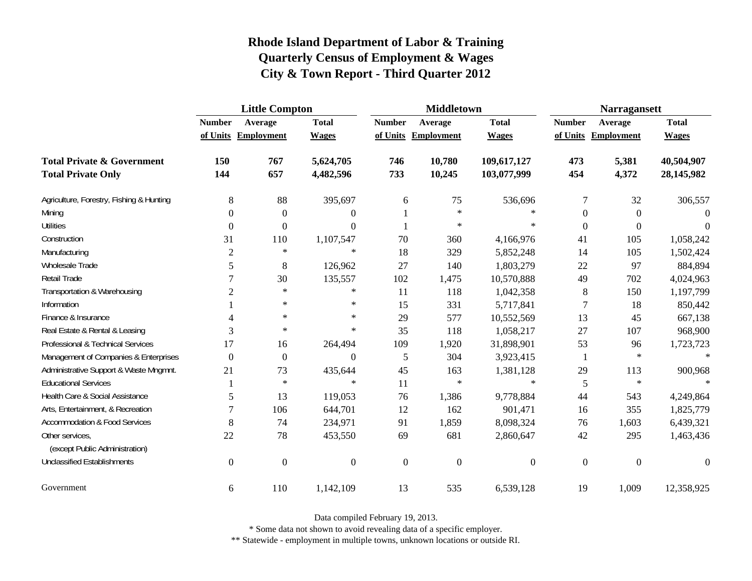# Rhode Island Department of Labor & Training
## Quarterly Census of Employment & Wages
## City & Town Report - Third Quarter 2012

| | Little Compton | | | Middletown | | | Narragansett | | |
|---|---|---|---|---|---|---|---|---|---|
| | Number of Units | Average Employment | Total Wages | Number of Units | Average Employment | Total Wages | Number of Units | Average Employment | Total Wages |
| **Total Private & Government** | **150** | **767** | **5,624,705** | **746** | **10,780** | **109,617,127** | **473** | **5,381** | **40,504,907** |
| **Total Private Only** | **144** | **657** | **4,482,596** | **733** | **10,245** | **103,077,999** | **454** | **4,372** | **28,145,982** |
| Agriculture, Forestry, Fishing & Hunting | 8 | 88 | 395,697 | 6 | 75 | 536,696 | 7 | 32 | 306,557 |
| Mining | 0 | 0 | 0 | 1 | * | * | 0 | 0 | 0 |
| Utilities | 0 | 0 | 0 | 1 | * | * | 0 | 0 | 0 |
| Construction | 31 | 110 | 1,107,547 | 70 | 360 | 4,166,976 | 41 | 105 | 1,058,242 |
| Manufacturing | 2 | * | * | 18 | 329 | 5,852,248 | 14 | 105 | 1,502,424 |
| Wholesale Trade | 5 | 8 | 126,962 | 27 | 140 | 1,803,279 | 22 | 97 | 884,894 |
| Retail Trade | 7 | 30 | 135,557 | 102 | 1,475 | 10,570,888 | 49 | 702 | 4,024,963 |
| Transportation & Warehousing | 2 | * | * | 11 | 118 | 1,042,358 | 8 | 150 | 1,197,799 |
| Information | 1 | * | * | 15 | 331 | 5,717,841 | 7 | 18 | 850,442 |
| Finance & Insurance | 4 | * | * | 29 | 577 | 10,552,569 | 13 | 45 | 667,138 |
| Real Estate & Rental & Leasing | 3 | * | * | 35 | 118 | 1,058,217 | 27 | 107 | 968,900 |
| Professional & Technical Services | 17 | 16 | 264,494 | 109 | 1,920 | 31,898,901 | 53 | 96 | 1,723,723 |
| Management of Companies & Enterprises | 0 | 0 | 0 | 5 | 304 | 3,923,415 | 1 | * | * |
| Administrative Support & Waste Mngmnt. | 21 | 73 | 435,644 | 45 | 163 | 1,381,128 | 29 | 113 | 900,968 |
| Educational Services | 1 | * | * | 11 | * | * | 5 | * | * |
| Health Care & Social Assistance | 5 | 13 | 119,053 | 76 | 1,386 | 9,778,884 | 44 | 543 | 4,249,864 |
| Arts, Entertainment, & Recreation | 7 | 106 | 644,701 | 12 | 162 | 901,471 | 16 | 355 | 1,825,779 |
| Accommodation & Food Services | 8 | 74 | 234,971 | 91 | 1,859 | 8,098,324 | 76 | 1,603 | 6,439,321 |
| Other services, (except Public Administration) | 22 | 78 | 453,550 | 69 | 681 | 2,860,647 | 42 | 295 | 1,463,436 |
| Unclassified Establishments | 0 | 0 | 0 | 0 | 0 | 0 | 0 | 0 | 0 |
| Government | 6 | 110 | 1,142,109 | 13 | 535 | 6,539,128 | 19 | 1,009 | 12,358,925 |

Data compiled February 19, 2013.

* Some data not shown to avoid revealing data of a specific employer.

** Statewide - employment in multiple towns, unknown locations or outside RI.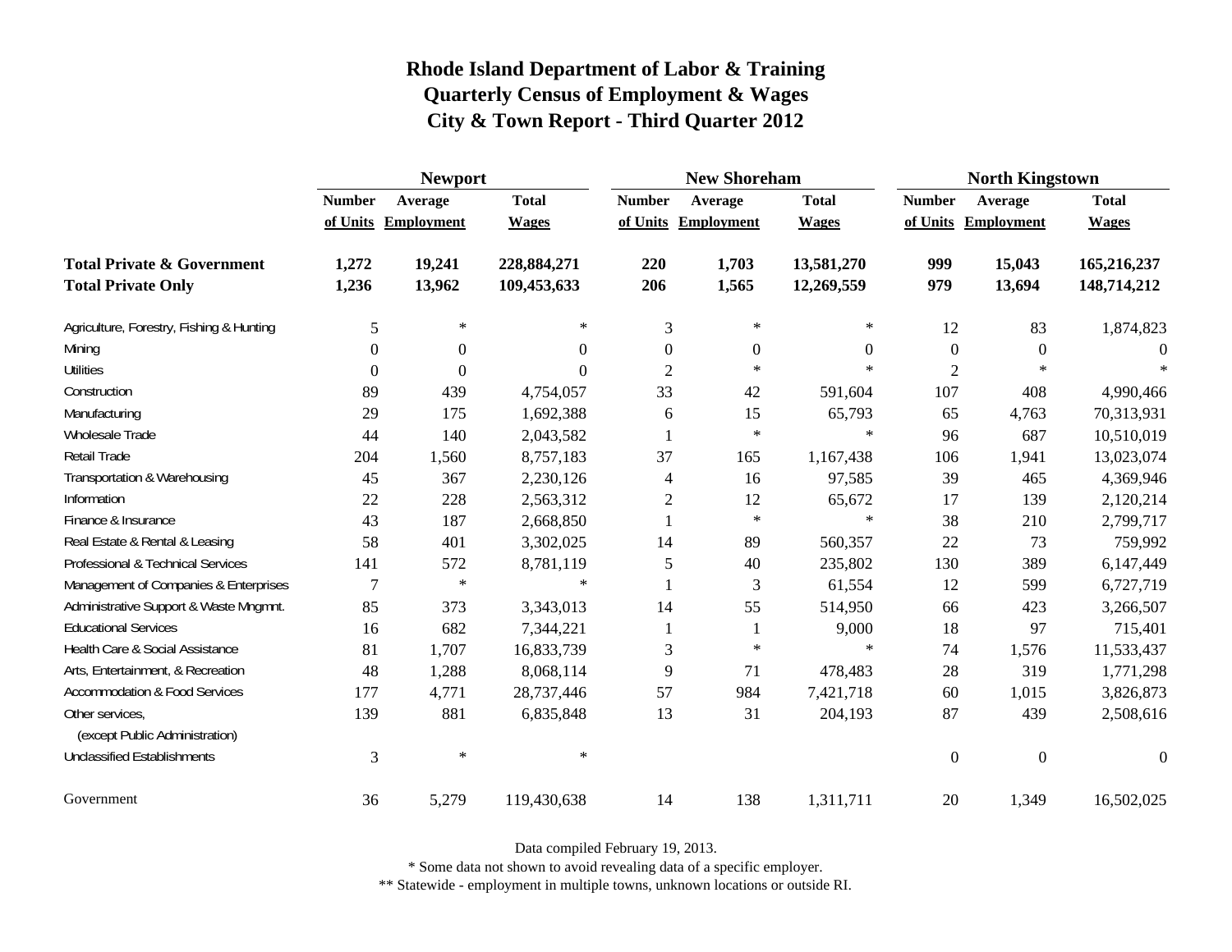# Rhode Island Department of Labor & Training
## Quarterly Census of Employment & Wages
## City & Town Report - Third Quarter 2012

| | Newport | | | New Shoreham | | | North Kingstown | | |
|---|---|---|---|---|---|---|---|---|---|
| | Number of Units | Average Employment | Total Wages | Number of Units | Average Employment | Total Wages | Number of Units | Average Employment | Total Wages |
| **Total Private & Government** | **1,272** | **19,241** | **228,884,271** | **220** | **1,703** | **13,581,270** | **999** | **15,043** | **165,216,237** |
| **Total Private Only** | **1,236** | **13,962** | **109,453,633** | **206** | **1,565** | **12,269,559** | **979** | **13,694** | **148,714,212** |
| Agriculture, Forestry, Fishing & Hunting | 5 | * | * | 3 | * | * | 12 | 83 | 1,874,823 |
| Mining | 0 | 0 | 0 | 0 | 0 | 0 | 0 | 0 | 0 |
| Utilities | 0 | 0 | 0 | 2 | * | * | 2 | * | * |
| Construction | 89 | 439 | 4,754,057 | 33 | 42 | 591,604 | 107 | 408 | 4,990,466 |
| Manufacturing | 29 | 175 | 1,692,388 | 6 | 15 | 65,793 | 65 | 4,763 | 70,313,931 |
| Wholesale Trade | 44 | 140 | 2,043,582 | 1 | * | * | 96 | 687 | 10,510,019 |
| Retail Trade | 204 | 1,560 | 8,757,183 | 37 | 165 | 1,167,438 | 106 | 1,941 | 13,023,074 |
| Transportation & Warehousing | 45 | 367 | 2,230,126 | 4 | 16 | 97,585 | 39 | 465 | 4,369,946 |
| Information | 22 | 228 | 2,563,312 | 2 | 12 | 65,672 | 17 | 139 | 2,120,214 |
| Finance & Insurance | 43 | 187 | 2,668,850 | 1 | * | * | 38 | 210 | 2,799,717 |
| Real Estate & Rental & Leasing | 58 | 401 | 3,302,025 | 14 | 89 | 560,357 | 22 | 73 | 759,992 |
| Professional & Technical Services | 141 | 572 | 8,781,119 | 5 | 40 | 235,802 | 130 | 389 | 6,147,449 |
| Management of Companies & Enterprises | 7 | * | * | 1 | 3 | 61,554 | 12 | 599 | 6,727,719 |
| Administrative Support & Waste Mngmnt. | 85 | 373 | 3,343,013 | 14 | 55 | 514,950 | 66 | 423 | 3,266,507 |
| Educational Services | 16 | 682 | 7,344,221 | 1 | 1 | 9,000 | 18 | 97 | 715,401 |
| Health Care & Social Assistance | 81 | 1,707 | 16,833,739 | 3 | * | * | 74 | 1,576 | 11,533,437 |
| Arts, Entertainment, & Recreation | 48 | 1,288 | 8,068,114 | 9 | 71 | 478,483 | 28 | 319 | 1,771,298 |
| Accommodation & Food Services | 177 | 4,771 | 28,737,446 | 57 | 984 | 7,421,718 | 60 | 1,015 | 3,826,873 |
| Other services, (except Public Administration) | 139 | 881 | 6,835,848 | 13 | 31 | 204,193 | 87 | 439 | 2,508,616 |
| Unclassified Establishments | 3 | * | * | | | | 0 | 0 | 0 |
| Government | 36 | 5,279 | 119,430,638 | 14 | 138 | 1,311,711 | 20 | 1,349 | 16,502,025 |

Data compiled February 19, 2013.

* Some data not shown to avoid revealing data of a specific employer.

** Statewide - employment in multiple towns, unknown locations or outside RI.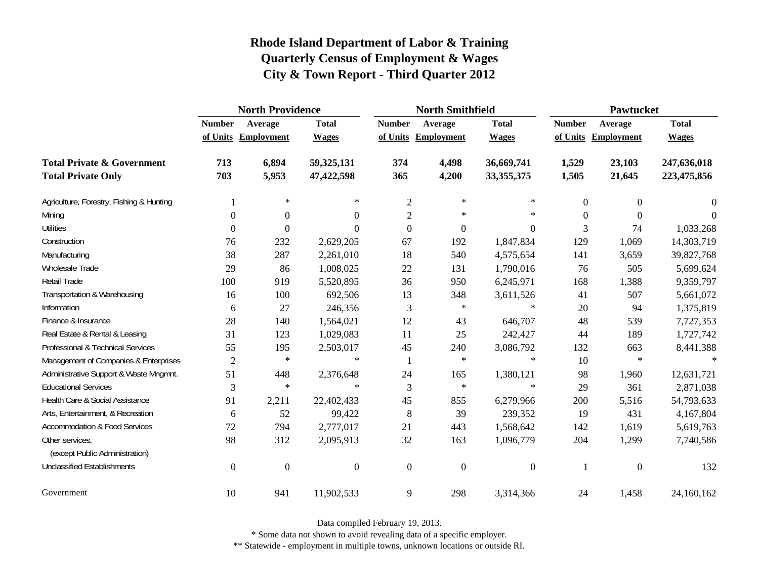# Rhode Island Department of Labor & Training
## Quarterly Census of Employment & Wages
## City & Town Report - Third Quarter 2012

| | North Providence | | | North Smithfield | | | Pawtucket | | |
|---|---|---|---|---|---|---|---|---|---|
| | Number of Units | Average Employment | Total Wages | Number of Units | Average Employment | Total Wages | Number of Units | Average Employment | Total Wages |
| **Total Private & Government** | **713** | **6,894** | **59,325,131** | **374** | **4,498** | **36,669,741** | **1,529** | **23,103** | **247,636,018** |
| **Total Private Only** | **703** | **5,953** | **47,422,598** | **365** | **4,200** | **33,355,375** | **1,505** | **21,645** | **223,475,856** |
| Agriculture, Forestry, Fishing & Hunting | 1 | * | * | 2 | * | * | 0 | 0 | 0 |
| Mining | 0 | 0 | 0 | 2 | * | * | 0 | 0 | 0 |
| Utilities | 0 | 0 | 0 | 0 | 0 | 0 | 3 | 74 | 1,033,268 |
| Construction | 76 | 232 | 2,629,205 | 67 | 192 | 1,847,834 | 129 | 1,069 | 14,303,719 |
| Manufacturing | 38 | 287 | 2,261,010 | 18 | 540 | 4,575,654 | 141 | 3,659 | 39,827,768 |
| Wholesale Trade | 29 | 86 | 1,008,025 | 22 | 131 | 1,790,016 | 76 | 505 | 5,699,624 |
| Retail Trade | 100 | 919 | 5,520,895 | 36 | 950 | 6,245,971 | 168 | 1,388 | 9,359,797 |
| Transportation & Warehousing | 16 | 100 | 692,506 | 13 | 348 | 3,611,526 | 41 | 507 | 5,661,072 |
| Information | 6 | 27 | 246,356 | 3 | * | * | 20 | 94 | 1,375,819 |
| Finance & Insurance | 28 | 140 | 1,564,021 | 12 | 43 | 646,707 | 48 | 539 | 7,727,353 |
| Real Estate & Rental & Leasing | 31 | 123 | 1,029,083 | 11 | 25 | 242,427 | 44 | 189 | 1,727,742 |
| Professional & Technical Services | 55 | 195 | 2,503,017 | 45 | 240 | 3,086,792 | 132 | 663 | 8,441,388 |
| Management of Companies & Enterprises | 2 | * | * | 1 | * | * | 10 | * | * |
| Administrative Support & Waste Mngmnt. | 51 | 448 | 2,376,648 | 24 | 165 | 1,380,121 | 98 | 1,960 | 12,631,721 |
| Educational Services | 3 | * | * | 3 | * | * | 29 | 361 | 2,871,038 |
| Health Care & Social Assistance | 91 | 2,211 | 22,402,433 | 45 | 855 | 6,279,966 | 200 | 5,516 | 54,793,633 |
| Arts, Entertainment, & Recreation | 6 | 52 | 99,422 | 8 | 39 | 239,352 | 19 | 431 | 4,167,804 |
| Accommodation & Food Services | 72 | 794 | 2,777,017 | 21 | 443 | 1,568,642 | 142 | 1,619 | 5,619,763 |
| Other services, (except Public Administration) | 98 | 312 | 2,095,913 | 32 | 163 | 1,096,779 | 204 | 1,299 | 7,740,586 |
| Unclassified Establishments | 0 | 0 | 0 | 0 | 0 | 0 | 1 | 0 | 132 |
| Government | 10 | 941 | 11,902,533 | 9 | 298 | 3,314,366 | 24 | 1,458 | 24,160,162 |

Data compiled February 19, 2013.

* Some data not shown to avoid revealing data of a specific employer.

** Statewide - employment in multiple towns, unknown locations or outside RI.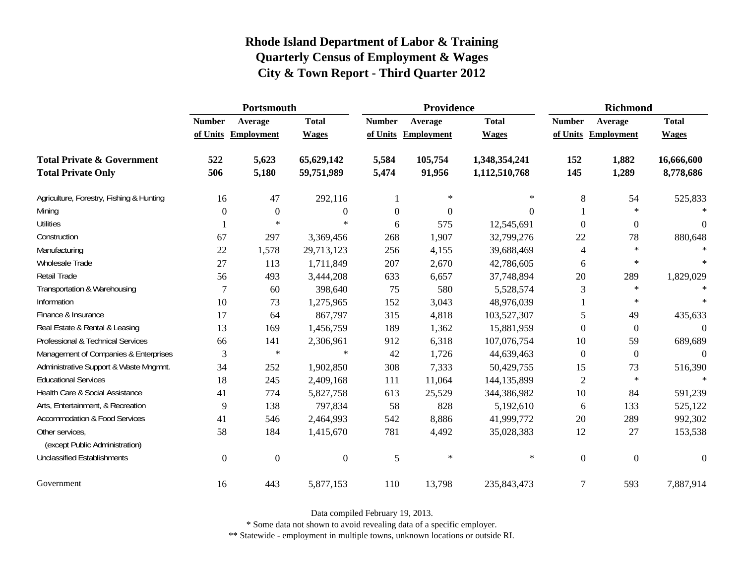# Rhode Island Department of Labor & Training
## Quarterly Census of Employment & Wages
## City & Town Report - Third Quarter 2012

| | Portsmouth | | | Providence | | | Richmond | | |
|---|---|---|---|---|---|---|---|---|---|
| | Number of Units | Average Employment | Total Wages | Number of Units | Average Employment | Total Wages | Number of Units | Average Employment | Total Wages |
| **Total Private & Government** | **522** | **5,623** | **65,629,142** | **5,584** | **105,754** | **1,348,354,241** | **152** | **1,882** | **16,666,600** |
| **Total Private Only** | **506** | **5,180** | **59,751,989** | **5,474** | **91,956** | **1,112,510,768** | **145** | **1,289** | **8,778,686** |
| Agriculture, Forestry, Fishing & Hunting | 16 | 47 | 292,116 | 1 | * | * | 8 | 54 | 525,833 |
| Mining | 0 | 0 | 0 | 0 | 0 | 0 | 1 | * | * |
| Utilities | 1 | * | * | 6 | 575 | 12,545,691 | 0 | 0 | 0 |
| Construction | 67 | 297 | 3,369,456 | 268 | 1,907 | 32,799,276 | 22 | 78 | 880,648 |
| Manufacturing | 22 | 1,578 | 29,713,123 | 256 | 4,155 | 39,688,469 | 4 | * | * |
| Wholesale Trade | 27 | 113 | 1,711,849 | 207 | 2,670 | 42,786,605 | 6 | * | * |
| Retail Trade | 56 | 493 | 3,444,208 | 633 | 6,657 | 37,748,894 | 20 | 289 | 1,829,029 |
| Transportation & Warehousing | 7 | 60 | 398,640 | 75 | 580 | 5,528,574 | 3 | * | * |
| Information | 10 | 73 | 1,275,965 | 152 | 3,043 | 48,976,039 | 1 | * | * |
| Finance & Insurance | 17 | 64 | 867,797 | 315 | 4,818 | 103,527,307 | 5 | 49 | 435,633 |
| Real Estate & Rental & Leasing | 13 | 169 | 1,456,759 | 189 | 1,362 | 15,881,959 | 0 | 0 | 0 |
| Professional & Technical Services | 66 | 141 | 2,306,961 | 912 | 6,318 | 107,076,754 | 10 | 59 | 689,689 |
| Management of Companies & Enterprises | 3 | * | * | 42 | 1,726 | 44,639,463 | 0 | 0 | 0 |
| Administrative Support & Waste Mngmnt. | 34 | 252 | 1,902,850 | 308 | 7,333 | 50,429,755 | 15 | 73 | 516,390 |
| Educational Services | 18 | 245 | 2,409,168 | 111 | 11,064 | 144,135,899 | 2 | * | * |
| Health Care & Social Assistance | 41 | 774 | 5,827,758 | 613 | 25,529 | 344,386,982 | 10 | 84 | 591,239 |
| Arts, Entertainment, & Recreation | 9 | 138 | 797,834 | 58 | 828 | 5,192,610 | 6 | 133 | 525,122 |
| Accommodation & Food Services | 41 | 546 | 2,464,993 | 542 | 8,886 | 41,999,772 | 20 | 289 | 992,302 |
| Other services, (except Public Administration) | 58 | 184 | 1,415,670 | 781 | 4,492 | 35,028,383 | 12 | 27 | 153,538 |
| Unclassified Establishments | 0 | 0 | 0 | 5 | * | * | 0 | 0 | 0 |
| Government | 16 | 443 | 5,877,153 | 110 | 13,798 | 235,843,473 | 7 | 593 | 7,887,914 |

Data compiled February 19, 2013.

* Some data not shown to avoid revealing data of a specific employer.

** Statewide - employment in multiple towns, unknown locations or outside RI.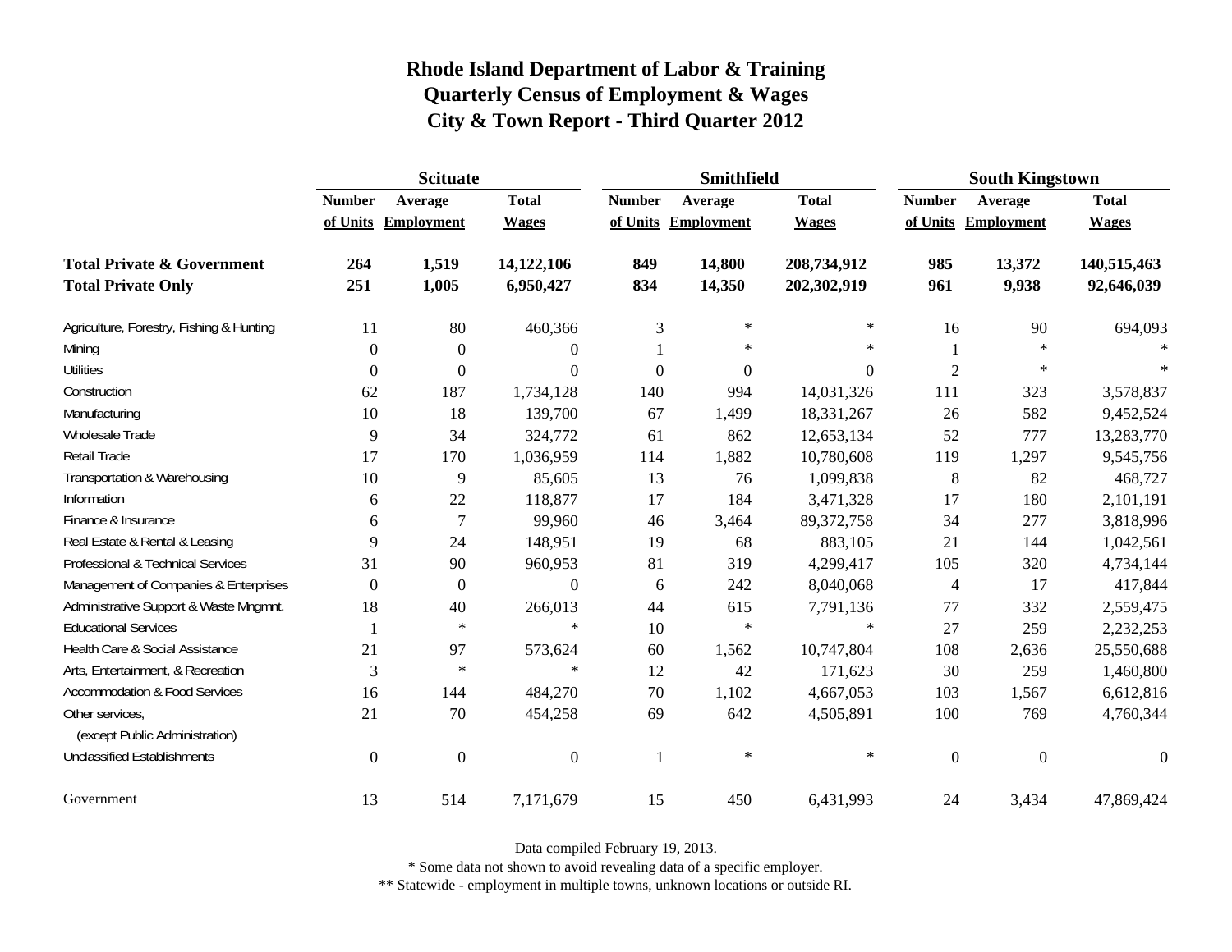# Rhode Island Department of Labor & Training
## Quarterly Census of Employment & Wages
## City & Town Report - Third Quarter 2012

| | Scituate | | | Smithfield | | | South Kingstown | | |
|---|---|---|---|---|---|---|---|---|---|
| | Number of Units | Average Employment | Total Wages | Number of Units | Average Employment | Total Wages | Number of Units | Average Employment | Total Wages |
| **Total Private & Government** | **264** | **1,519** | **14,122,106** | **849** | **14,800** | **208,734,912** | **985** | **13,372** | **140,515,463** |
| **Total Private Only** | **251** | **1,005** | **6,950,427** | **834** | **14,350** | **202,302,919** | **961** | **9,938** | **92,646,039** |
| Agriculture, Forestry, Fishing & Hunting | 11 | 80 | 460,366 | 3 | * | * | 16 | 90 | 694,093 |
| Mining | 0 | 0 | 0 | 1 | * | * | 1 | * | * |
| Utilities | 0 | 0 | 0 | 0 | 0 | 0 | 2 | * | * |
| Construction | 62 | 187 | 1,734,128 | 140 | 994 | 14,031,326 | 111 | 323 | 3,578,837 |
| Manufacturing | 10 | 18 | 139,700 | 67 | 1,499 | 18,331,267 | 26 | 582 | 9,452,524 |
| Wholesale Trade | 9 | 34 | 324,772 | 61 | 862 | 12,653,134 | 52 | 777 | 13,283,770 |
| Retail Trade | 17 | 170 | 1,036,959 | 114 | 1,882 | 10,780,608 | 119 | 1,297 | 9,545,756 |
| Transportation & Warehousing | 10 | 9 | 85,605 | 13 | 76 | 1,099,838 | 8 | 82 | 468,727 |
| Information | 6 | 22 | 118,877 | 17 | 184 | 3,471,328 | 17 | 180 | 2,101,191 |
| Finance & Insurance | 6 | 7 | 99,960 | 46 | 3,464 | 89,372,758 | 34 | 277 | 3,818,996 |
| Real Estate & Rental & Leasing | 9 | 24 | 148,951 | 19 | 68 | 883,105 | 21 | 144 | 1,042,561 |
| Professional & Technical Services | 31 | 90 | 960,953 | 81 | 319 | 4,299,417 | 105 | 320 | 4,734,144 |
| Management of Companies & Enterprises | 0 | 0 | 0 | 6 | 242 | 8,040,068 | 4 | 17 | 417,844 |
| Administrative Support & Waste Mngmnt. | 18 | 40 | 266,013 | 44 | 615 | 7,791,136 | 77 | 332 | 2,559,475 |
| Educational Services | 1 | * | * | 10 | * | * | 27 | 259 | 2,232,253 |
| Health Care & Social Assistance | 21 | 97 | 573,624 | 60 | 1,562 | 10,747,804 | 108 | 2,636 | 25,550,688 |
| Arts, Entertainment, & Recreation | 3 | * | * | 12 | 42 | 171,623 | 30 | 259 | 1,460,800 |
| Accommodation & Food Services | 16 | 144 | 484,270 | 70 | 1,102 | 4,667,053 | 103 | 1,567 | 6,612,816 |
| Other services, (except Public Administration) | 21 | 70 | 454,258 | 69 | 642 | 4,505,891 | 100 | 769 | 4,760,344 |
| Unclassified Establishments | 0 | 0 | 0 | 1 | * | * | 0 | 0 | 0 |
| Government | 13 | 514 | 7,171,679 | 15 | 450 | 6,431,993 | 24 | 3,434 | 47,869,424 |

Data compiled February 19, 2013.

* Some data not shown to avoid revealing data of a specific employer.

** Statewide - employment in multiple towns, unknown locations or outside RI.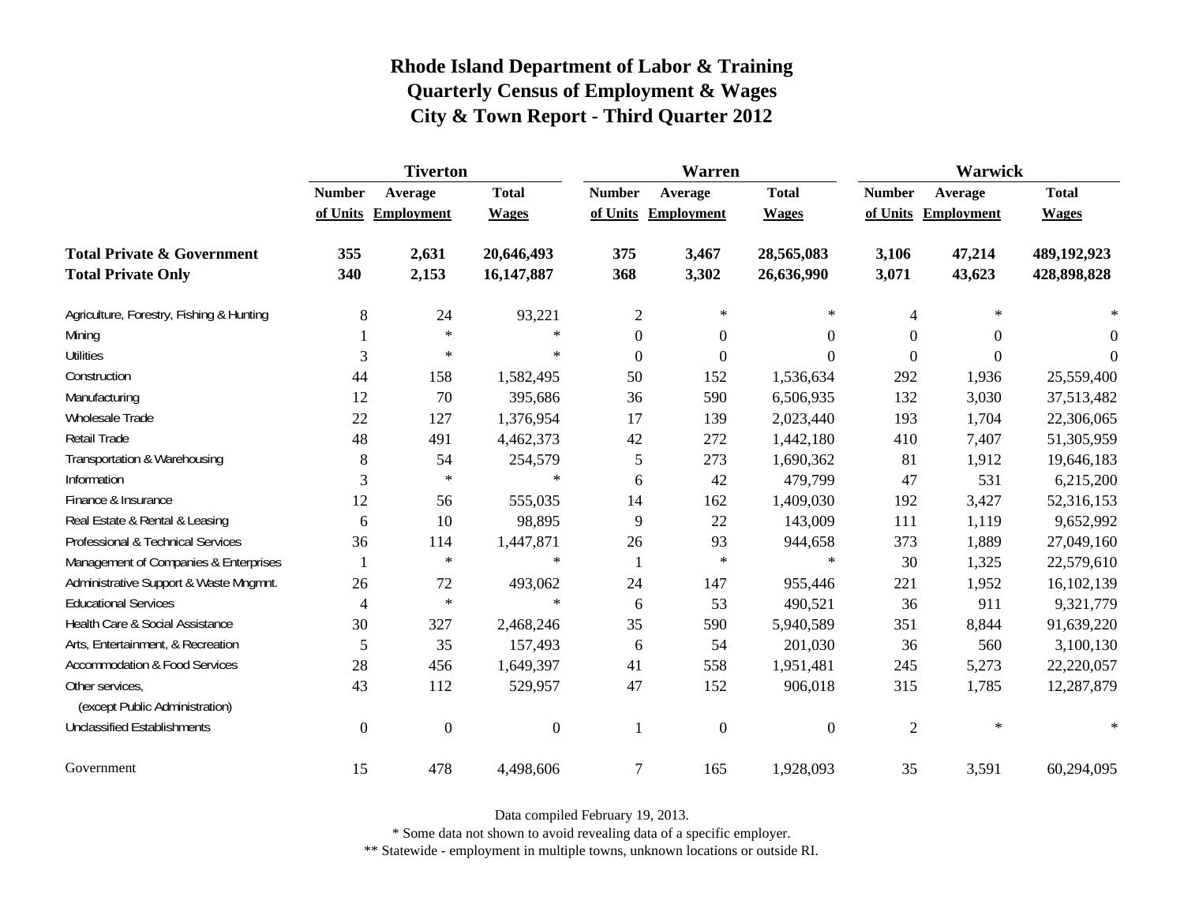# Rhode Island Department of Labor & Training
## Quarterly Census of Employment & Wages
## City & Town Report - Third Quarter 2012

| | Tiverton | | | Warren | | | Warwick | | |
|---|---|---|---|---|---|---|---|---|---|
| | Number of Units | Average Employment | Total Wages | Number of Units | Average Employment | Total Wages | Number of Units | Average Employment | Total Wages |
| **Total Private & Government** | **355** | **2,631** | **20,646,493** | **375** | **3,467** | **28,565,083** | **3,106** | **47,214** | **489,192,923** |
| **Total Private Only** | **340** | **2,153** | **16,147,887** | **368** | **3,302** | **26,636,990** | **3,071** | **43,623** | **428,898,828** |
| Agriculture, Forestry, Fishing & Hunting | 8 | 24 | 93,221 | 2 | * | * | 4 | * | * |
| Mining | 1 | * | * | 0 | 0 | 0 | 0 | 0 | 0 |
| Utilities | 3 | * | * | 0 | 0 | 0 | 0 | 0 | 0 |
| Construction | 44 | 158 | 1,582,495 | 50 | 152 | 1,536,634 | 292 | 1,936 | 25,559,400 |
| Manufacturing | 12 | 70 | 395,686 | 36 | 590 | 6,506,935 | 132 | 3,030 | 37,513,482 |
| Wholesale Trade | 22 | 127 | 1,376,954 | 17 | 139 | 2,023,440 | 193 | 1,704 | 22,306,065 |
| Retail Trade | 48 | 491 | 4,462,373 | 42 | 272 | 1,442,180 | 410 | 7,407 | 51,305,959 |
| Transportation & Warehousing | 8 | 54 | 254,579 | 5 | 273 | 1,690,362 | 81 | 1,912 | 19,646,183 |
| Information | 3 | * | * | 6 | 42 | 479,799 | 47 | 531 | 6,215,200 |
| Finance & Insurance | 12 | 56 | 555,035 | 14 | 162 | 1,409,030 | 192 | 3,427 | 52,316,153 |
| Real Estate & Rental & Leasing | 6 | 10 | 98,895 | 9 | 22 | 143,009 | 111 | 1,119 | 9,652,992 |
| Professional & Technical Services | 36 | 114 | 1,447,871 | 26 | 93 | 944,658 | 373 | 1,889 | 27,049,160 |
| Management of Companies & Enterprises | 1 | * | * | 1 | * | * | 30 | 1,325 | 22,579,610 |
| Administrative Support & Waste Mngmnt. | 26 | 72 | 493,062 | 24 | 147 | 955,446 | 221 | 1,952 | 16,102,139 |
| Educational Services | 4 | * | * | 6 | 53 | 490,521 | 36 | 911 | 9,321,779 |
| Health Care & Social Assistance | 30 | 327 | 2,468,246 | 35 | 590 | 5,940,589 | 351 | 8,844 | 91,639,220 |
| Arts, Entertainment, & Recreation | 5 | 35 | 157,493 | 6 | 54 | 201,030 | 36 | 560 | 3,100,130 |
| Accommodation & Food Services | 28 | 456 | 1,649,397 | 41 | 558 | 1,951,481 | 245 | 5,273 | 22,220,057 |
| Other services, (except Public Administration) | 43 | 112 | 529,957 | 47 | 152 | 906,018 | 315 | 1,785 | 12,287,879 |
| Unclassified Establishments | 0 | 0 | 0 | 1 | 0 | 0 | 2 | * | * |
| Government | 15 | 478 | 4,498,606 | 7 | 165 | 1,928,093 | 35 | 3,591 | 60,294,095 |

Data compiled February 19, 2013.

* Some data not shown to avoid revealing data of a specific employer.

** Statewide - employment in multiple towns, unknown locations or outside RI.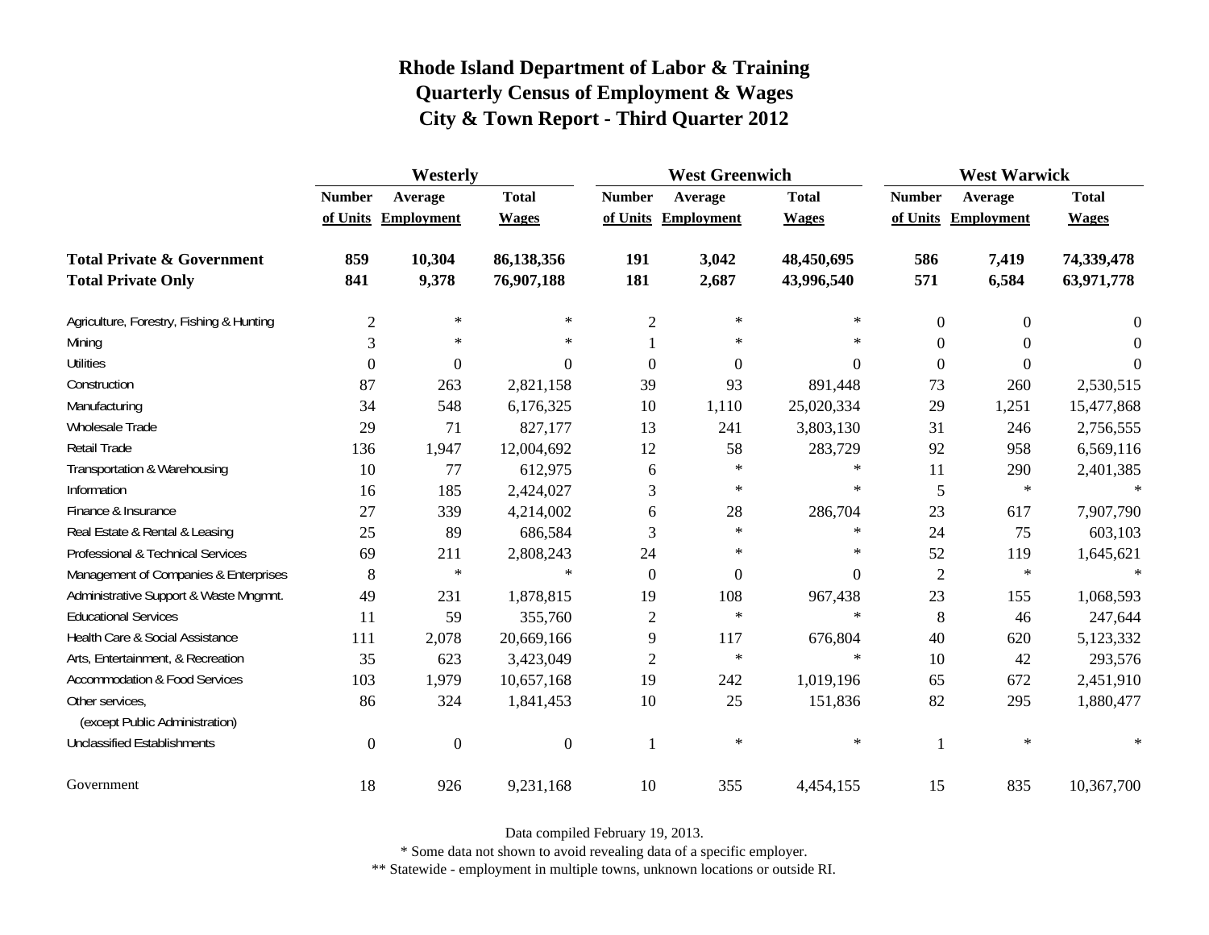# Rhode Island Department of Labor & Training
## Quarterly Census of Employment & Wages
## City & Town Report - Third Quarter 2012

| | Westerly | | | West Greenwich | | | West Warwick | | |
|---|---|---|---|---|---|---|---|---|---|
| | Number of Units | Average Employment | Total Wages | Number of Units | Average Employment | Total Wages | Number of Units | Average Employment | Total Wages |
| **Total Private & Government** | **859** | **10,304** | **86,138,356** | **191** | **3,042** | **48,450,695** | **586** | **7,419** | **74,339,478** |
| **Total Private Only** | **841** | **9,378** | **76,907,188** | **181** | **2,687** | **43,996,540** | **571** | **6,584** | **63,971,778** |
| Agriculture, Forestry, Fishing & Hunting | 2 | * | * | 2 | * | * | 0 | 0 | 0 |
| Mining | 3 | * | * | 1 | * | * | 0 | 0 | 0 |
| Utilities | 0 | 0 | 0 | 0 | 0 | 0 | 0 | 0 | 0 |
| Construction | 87 | 263 | 2,821,158 | 39 | 93 | 891,448 | 73 | 260 | 2,530,515 |
| Manufacturing | 34 | 548 | 6,176,325 | 10 | 1,110 | 25,020,334 | 29 | 1,251 | 15,477,868 |
| Wholesale Trade | 29 | 71 | 827,177 | 13 | 241 | 3,803,130 | 31 | 246 | 2,756,555 |
| Retail Trade | 136 | 1,947 | 12,004,692 | 12 | 58 | 283,729 | 92 | 958 | 6,569,116 |
| Transportation & Warehousing | 10 | 77 | 612,975 | 6 | * | * | 11 | 290 | 2,401,385 |
| Information | 16 | 185 | 2,424,027 | 3 | * | * | 5 | * | * |
| Finance & Insurance | 27 | 339 | 4,214,002 | 6 | 28 | 286,704 | 23 | 617 | 7,907,790 |
| Real Estate & Rental & Leasing | 25 | 89 | 686,584 | 3 | * | * | 24 | 75 | 603,103 |
| Professional & Technical Services | 69 | 211 | 2,808,243 | 24 | * | * | 52 | 119 | 1,645,621 |
| Management of Companies & Enterprises | 8 | * | * | 0 | 0 | 0 | 2 | * | * |
| Administrative Support & Waste Mngmnt. | 49 | 231 | 1,878,815 | 19 | 108 | 967,438 | 23 | 155 | 1,068,593 |
| Educational Services | 11 | 59 | 355,760 | 2 | * | * | 8 | 46 | 247,644 |
| Health Care & Social Assistance | 111 | 2,078 | 20,669,166 | 9 | 117 | 676,804 | 40 | 620 | 5,123,332 |
| Arts, Entertainment, & Recreation | 35 | 623 | 3,423,049 | 2 | * | * | 10 | 42 | 293,576 |
| Accommodation & Food Services | 103 | 1,979 | 10,657,168 | 19 | 242 | 1,019,196 | 65 | 672 | 2,451,910 |
| Other services, (except Public Administration) | 86 | 324 | 1,841,453 | 10 | 25 | 151,836 | 82 | 295 | 1,880,477 |
| Unclassified Establishments | 0 | 0 | 0 | 1 | * | * | 1 | * | * |
| Government | 18 | 926 | 9,231,168 | 10 | 355 | 4,454,155 | 15 | 835 | 10,367,700 |

Data compiled February 19, 2013.

* Some data not shown to avoid revealing data of a specific employer.

** Statewide - employment in multiple towns, unknown locations or outside RI.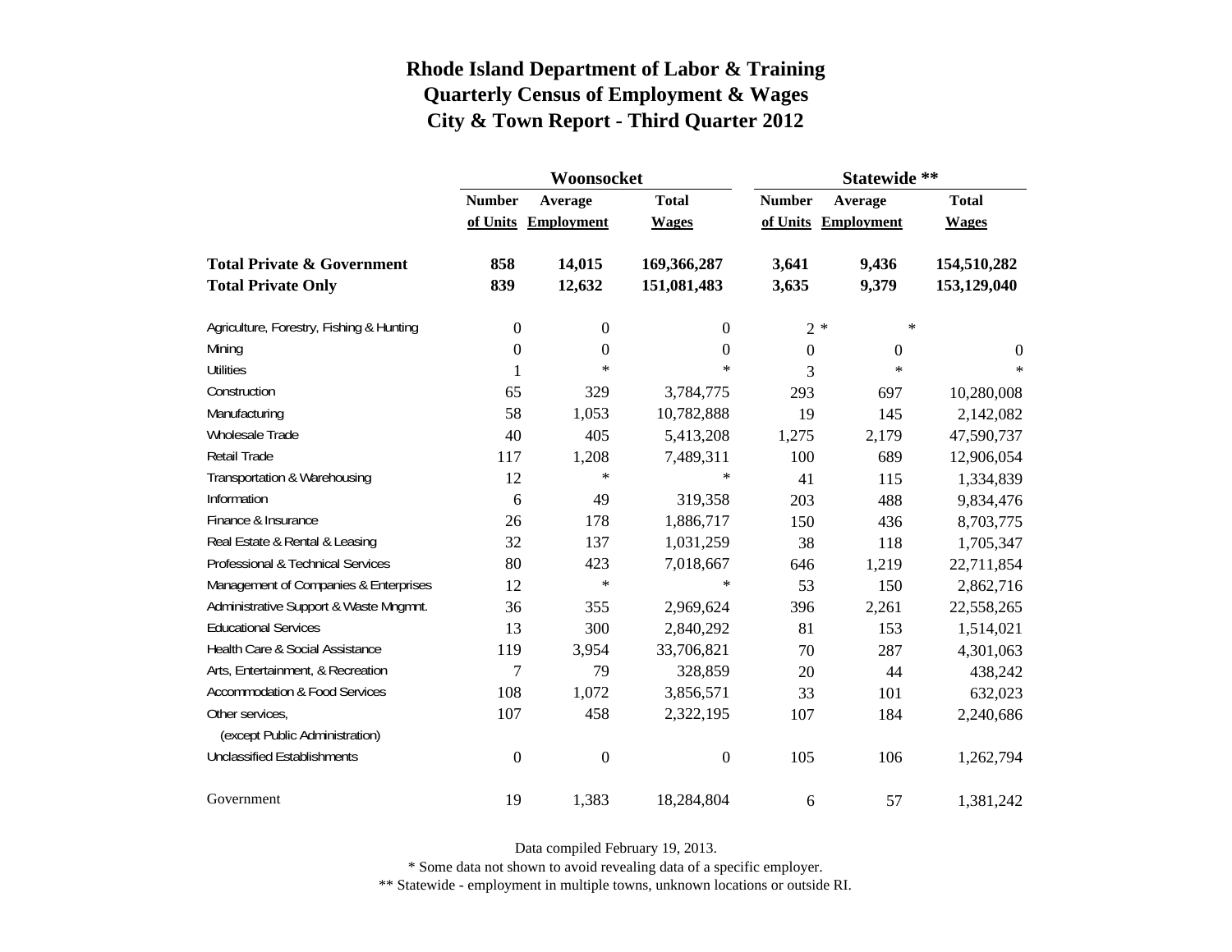# Rhode Island Department of Labor & Training
## Quarterly Census of Employment & Wages
## City & Town Report - Third Quarter 2012

| | Woonsocket | | | Statewide ** | | |
|---|---|---|---|---|---|---|
| | Number of Units | Average Employment | Total Wages | Number of Units | Average Employment | Total Wages |
| **Total Private & Government** | **858** | **14,015** | **169,366,287** | **3,641** | **9,436** | **154,510,282** |
| **Total Private Only** | **839** | **12,632** | **151,081,483** | **3,635** | **9,379** | **153,129,040** |
| Agriculture, Forestry, Fishing & Hunting | 0 | 0 | 0 | 2 | * | * |
| Mining | 0 | 0 | 0 | 0 | 0 | 0 |
| Utilities | 1 | * | * | 3 | * | * |
| Construction | 65 | 329 | 3,784,775 | 293 | 697 | 10,280,008 |
| Manufacturing | 58 | 1,053 | 10,782,888 | 19 | 145 | 2,142,082 |
| Wholesale Trade | 40 | 405 | 5,413,208 | 1,275 | 2,179 | 47,590,737 |
| Retail Trade | 117 | 1,208 | 7,489,311 | 100 | 689 | 12,906,054 |
| Transportation & Warehousing | 12 | * | * | 41 | 115 | 1,334,839 |
| Information | 6 | 49 | 319,358 | 203 | 488 | 9,834,476 |
| Finance & Insurance | 26 | 178 | 1,886,717 | 150 | 436 | 8,703,775 |
| Real Estate & Rental & Leasing | 32 | 137 | 1,031,259 | 38 | 118 | 1,705,347 |
| Professional & Technical Services | 80 | 423 | 7,018,667 | 646 | 1,219 | 22,711,854 |
| Management of Companies & Enterprises | 12 | * | * | 53 | 150 | 2,862,716 |
| Administrative Support & Waste Mngmnt. | 36 | 355 | 2,969,624 | 396 | 2,261 | 22,558,265 |
| Educational Services | 13 | 300 | 2,840,292 | 81 | 153 | 1,514,021 |
| Health Care & Social Assistance | 119 | 3,954 | 33,706,821 | 70 | 287 | 4,301,063 |
| Arts, Entertainment, & Recreation | 7 | 79 | 328,859 | 20 | 44 | 438,242 |
| Accommodation & Food Services | 108 | 1,072 | 3,856,571 | 33 | 101 | 632,023 |
| Other services, (except Public Administration) | 107 | 458 | 2,322,195 | 107 | 184 | 2,240,686 |
| Unclassified Establishments | 0 | 0 | 0 | 105 | 106 | 1,262,794 |
| Government | 19 | 1,383 | 18,284,804 | 6 | 57 | 1,381,242 |

Data compiled February 19, 2013.

* Some data not shown to avoid revealing data of a specific employer.

** Statewide - employment in multiple towns, unknown locations or outside RI.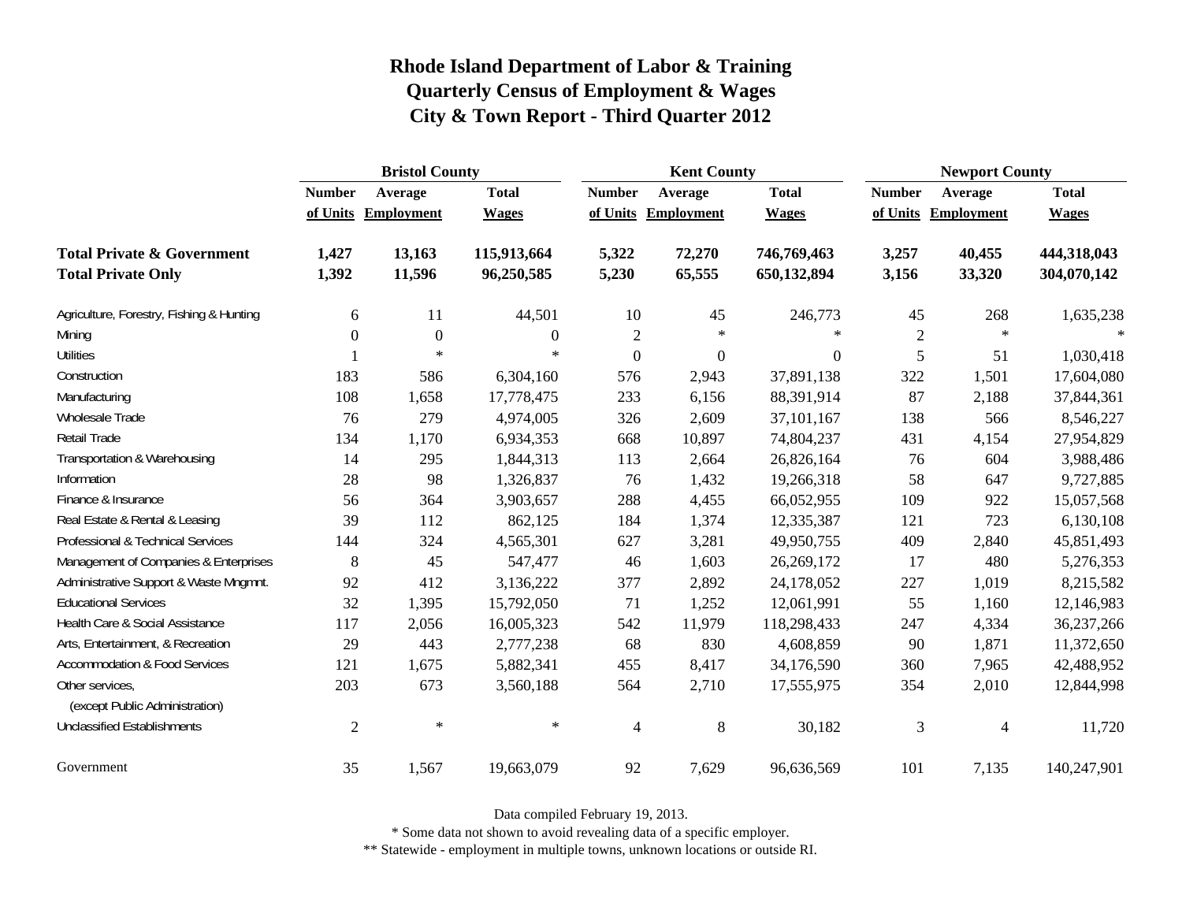# Rhode Island Department of Labor & Training
## Quarterly Census of Employment & Wages
## City & Town Report - Third Quarter 2012

| | Bristol County | | | Kent County | | | Newport County | | |
|---|---|---|---|---|---|---|---|---|---|
| | Number of Units | Average Employment | Total Wages | Number of Units | Average Employment | Total Wages | Number of Units | Average Employment | Total Wages |
| **Total Private & Government** | **1,427** | **13,163** | **115,913,664** | **5,322** | **72,270** | **746,769,463** | **3,257** | **40,455** | **444,318,043** |
| **Total Private Only** | **1,392** | **11,596** | **96,250,585** | **5,230** | **65,555** | **650,132,894** | **3,156** | **33,320** | **304,070,142** |
| Agriculture, Forestry, Fishing & Hunting | 6 | 11 | 44,501 | 10 | 45 | 246,773 | 45 | 268 | 1,635,238 |
| Mining | 0 | 0 | 0 | 2 | * | * | 2 | * | * |
| Utilities | 1 | * | * | 0 | 0 | 0 | 5 | 51 | 1,030,418 |
| Construction | 183 | 586 | 6,304,160 | 576 | 2,943 | 37,891,138 | 322 | 1,501 | 17,604,080 |
| Manufacturing | 108 | 1,658 | 17,778,475 | 233 | 6,156 | 88,391,914 | 87 | 2,188 | 37,844,361 |
| Wholesale Trade | 76 | 279 | 4,974,005 | 326 | 2,609 | 37,101,167 | 138 | 566 | 8,546,227 |
| Retail Trade | 134 | 1,170 | 6,934,353 | 668 | 10,897 | 74,804,237 | 431 | 4,154 | 27,954,829 |
| Transportation & Warehousing | 14 | 295 | 1,844,313 | 113 | 2,664 | 26,826,164 | 76 | 604 | 3,988,486 |
| Information | 28 | 98 | 1,326,837 | 76 | 1,432 | 19,266,318 | 58 | 647 | 9,727,885 |
| Finance & Insurance | 56 | 364 | 3,903,657 | 288 | 4,455 | 66,052,955 | 109 | 922 | 15,057,568 |
| Real Estate & Rental & Leasing | 39 | 112 | 862,125 | 184 | 1,374 | 12,335,387 | 121 | 723 | 6,130,108 |
| Professional & Technical Services | 144 | 324 | 4,565,301 | 627 | 3,281 | 49,950,755 | 409 | 2,840 | 45,851,493 |
| Management of Companies & Enterprises | 8 | 45 | 547,477 | 46 | 1,603 | 26,269,172 | 17 | 480 | 5,276,353 |
| Administrative Support & Waste Mngmnt. | 92 | 412 | 3,136,222 | 377 | 2,892 | 24,178,052 | 227 | 1,019 | 8,215,582 |
| Educational Services | 32 | 1,395 | 15,792,050 | 71 | 1,252 | 12,061,991 | 55 | 1,160 | 12,146,983 |
| Health Care & Social Assistance | 117 | 2,056 | 16,005,323 | 542 | 11,979 | 118,298,433 | 247 | 4,334 | 36,237,266 |
| Arts, Entertainment, & Recreation | 29 | 443 | 2,777,238 | 68 | 830 | 4,608,859 | 90 | 1,871 | 11,372,650 |
| Accommodation & Food Services | 121 | 1,675 | 5,882,341 | 455 | 8,417 | 34,176,590 | 360 | 7,965 | 42,488,952 |
| Other services, (except Public Administration) | 203 | 673 | 3,560,188 | 564 | 2,710 | 17,555,975 | 354 | 2,010 | 12,844,998 |
| Unclassified Establishments | 2 | * | * | 4 | 8 | 30,182 | 3 | 4 | 11,720 |
| Government | 35 | 1,567 | 19,663,079 | 92 | 7,629 | 96,636,569 | 101 | 7,135 | 140,247,901 |

Data compiled February 19, 2013.

* Some data not shown to avoid revealing data of a specific employer.

** Statewide - employment in multiple towns, unknown locations or outside RI.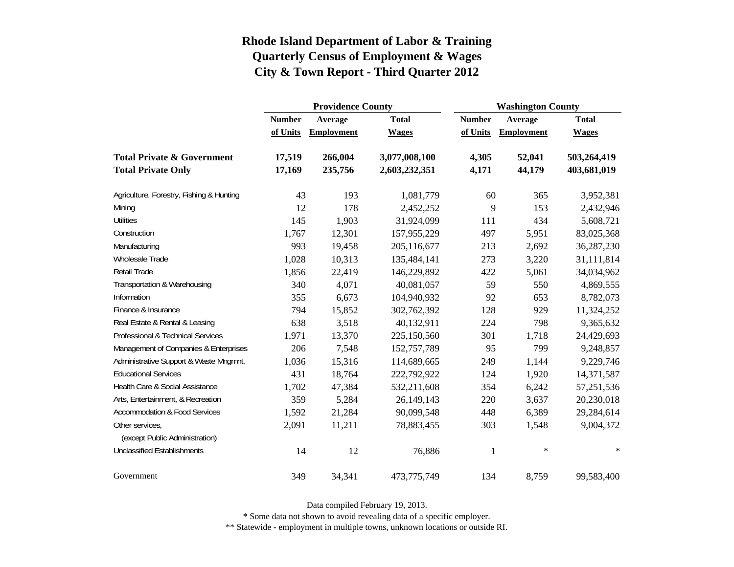# Rhode Island Department of Labor & Training
## Quarterly Census of Employment & Wages
## City & Town Report - Third Quarter 2012

| | Providence County | | | Washington County | | |
|---|---|---|---|---|---|---|
| | Number of Units | Average Employment | Total Wages | Number of Units | Average Employment | Total Wages |
| **Total Private & Government** | **17,519** | **266,004** | **3,077,008,100** | **4,305** | **52,041** | **503,264,419** |
| **Total Private Only** | **17,169** | **235,756** | **2,603,232,351** | **4,171** | **44,179** | **403,681,019** |
| Agriculture, Forestry, Fishing & Hunting | 43 | 193 | 1,081,779 | 60 | 365 | 3,952,381 |
| Mining | 12 | 178 | 2,452,252 | 9 | 153 | 2,432,946 |
| Utilities | 145 | 1,903 | 31,924,099 | 111 | 434 | 5,608,721 |
| Construction | 1,767 | 12,301 | 157,955,229 | 497 | 5,951 | 83,025,368 |
| Manufacturing | 993 | 19,458 | 205,116,677 | 213 | 2,692 | 36,287,230 |
| Wholesale Trade | 1,028 | 10,313 | 135,484,141 | 273 | 3,220 | 31,111,814 |
| Retail Trade | 1,856 | 22,419 | 146,229,892 | 422 | 5,061 | 34,034,962 |
| Transportation & Warehousing | 340 | 4,071 | 40,081,057 | 59 | 550 | 4,869,555 |
| Information | 355 | 6,673 | 104,940,932 | 92 | 653 | 8,782,073 |
| Finance & Insurance | 794 | 15,852 | 302,762,392 | 128 | 929 | 11,324,252 |
| Real Estate & Rental & Leasing | 638 | 3,518 | 40,132,911 | 224 | 798 | 9,365,632 |
| Professional & Technical Services | 1,971 | 13,370 | 225,150,560 | 301 | 1,718 | 24,429,693 |
| Management of Companies & Enterprises | 206 | 7,548 | 152,757,789 | 95 | 799 | 9,248,857 |
| Administrative Support & Waste Mngmnt. | 1,036 | 15,316 | 114,689,665 | 249 | 1,144 | 9,229,746 |
| Educational Services | 431 | 18,764 | 222,792,922 | 124 | 1,920 | 14,371,587 |
| Health Care & Social Assistance | 1,702 | 47,384 | 532,211,608 | 354 | 6,242 | 57,251,536 |
| Arts, Entertainment, & Recreation | 359 | 5,284 | 26,149,143 | 220 | 3,637 | 20,230,018 |
| Accommodation & Food Services | 1,592 | 21,284 | 90,099,548 | 448 | 6,389 | 29,284,614 |
| Other services, (except Public Administration) | 2,091 | 11,211 | 78,883,455 | 303 | 1,548 | 9,004,372 |
| Unclassified Establishments | 14 | 12 | 76,886 | 1 | * | * |
| Government | 349 | 34,341 | 473,775,749 | 134 | 8,759 | 99,583,400 |

Data compiled February 19, 2013.

* Some data not shown to avoid revealing data of a specific employer.

** Statewide - employment in multiple towns, unknown locations or outside RI.